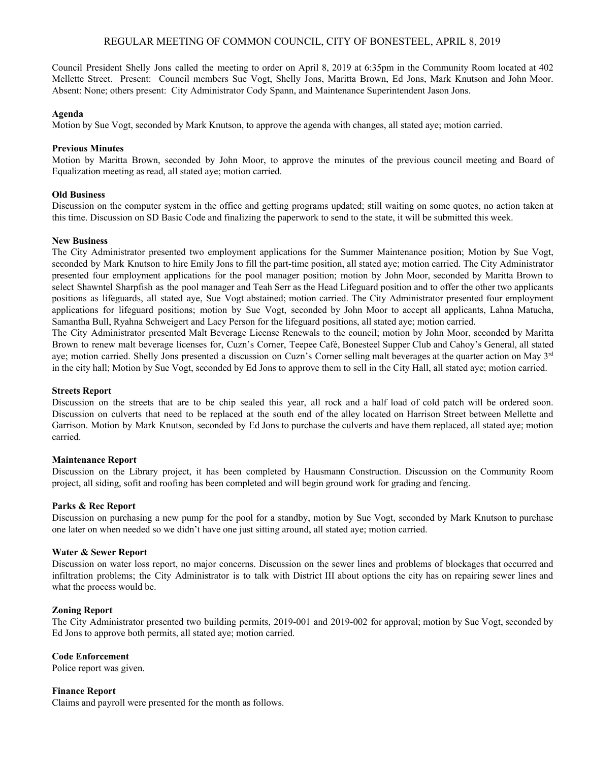# REGULAR MEETING OF COMMON COUNCIL, CITY OF BONESTEEL, APRIL 8, 2019

Council President Shelly Jons called the meeting to order on April 8, 2019 at 6:35pm in the Community Room located at 402 Mellette Street. Present: Council members Sue Vogt, Shelly Jons, Maritta Brown, Ed Jons, Mark Knutson and John Moor. Absent: None; others present: City Administrator Cody Spann, and Maintenance Superintendent Jason Jons.

**Agenda**

Motion by Sue Vogt, seconded by Mark Knutson, to approve the agenda with changes, all stated aye; motion carried.

**Previous Minutes**

Motion by Maritta Brown, seconded by John Moor, to approve the minutes of the previous council meeting and Board of Equalization meeting as read, all stated aye; motion carried.

**Old Business**

Discussion on the computer system in the office and getting programs updated; still waiting on some quotes, no action taken at this time. Discussion on SD Basic Code and finalizing the paperwork to send to the state, it will be submitted this week.

**New Business**

The City Administrator presented two employment applications for the Summer Maintenance position; Motion by Sue Vogt, seconded by Mark Knutson to hire Emily Jons to fill the part-time position, all stated aye; motion carried. The City Administrator presented four employment applications for the pool manager position; motion by John Moor, seconded by Maritta Brown to select Shawntel Sharpfish as the pool manager and Teah Serr as the Head Lifeguard position and to offer the other two applicants positions as lifeguards, all stated aye, Sue Vogt abstained; motion carried. The City Administrator presented four employment applications for lifeguard positions; motion by Sue Vogt, seconded by John Moor to accept all applicants, Lahna Matucha, Samantha Bull, Ryahna Schweigert and Lacy Person for the lifeguard positions, all stated aye; motion carried.

The City Administrator presented Malt Beverage License Renewals to the council; motion by John Moor, seconded by Maritta Brown to renew malt beverage licenses for, Cuzn's Corner, Teepee Café, Bonesteel Supper Club and Cahoy's General, all stated aye; motion carried. Shelly Jons presented a discussion on Cuzn's Corner selling malt beverages at the quarter action on May 3rd in the city hall; Motion by Sue Vogt, seconded by Ed Jons to approve them to sell in the City Hall, all stated aye; motion carried.

**Streets Report**

Discussion on the streets that are to be chip sealed this year, all rock and a half load of cold patch will be ordered soon. Discussion on culverts that need to be replaced at the south end of the alley located on Harrison Street between Mellette and Garrison. Motion by Mark Knutson, seconded by Ed Jons to purchase the culverts and have them replaced, all stated aye; motion carried.

**Maintenance Report**

Discussion on the Library project, it has been completed by Hausmann Construction. Discussion on the Community Room project, all siding, sofit and roofing has been completed and will begin ground work for grading and fencing.

**Parks & Rec Report**

Discussion on purchasing a new pump for the pool for a standby, motion by Sue Vogt, seconded by Mark Knutson to purchase one later on when needed so we didn't have one just sitting around, all stated aye; motion carried.

**Water & Sewer Report**

Discussion on water loss report, no major concerns. Discussion on the sewer lines and problems of blockages that occurred and infiltration problems; the City Administrator is to talk with District III about options the city has on repairing sewer lines and what the process would be.

**Zoning Report**

The City Administrator presented two building permits, 2019-001 and 2019-002 for approval; motion by Sue Vogt, seconded by Ed Jons to approve both permits, all stated aye; motion carried.

**Code Enforcement**

Police report was given.

**Finance Report**

Claims and payroll were presented for the month as follows.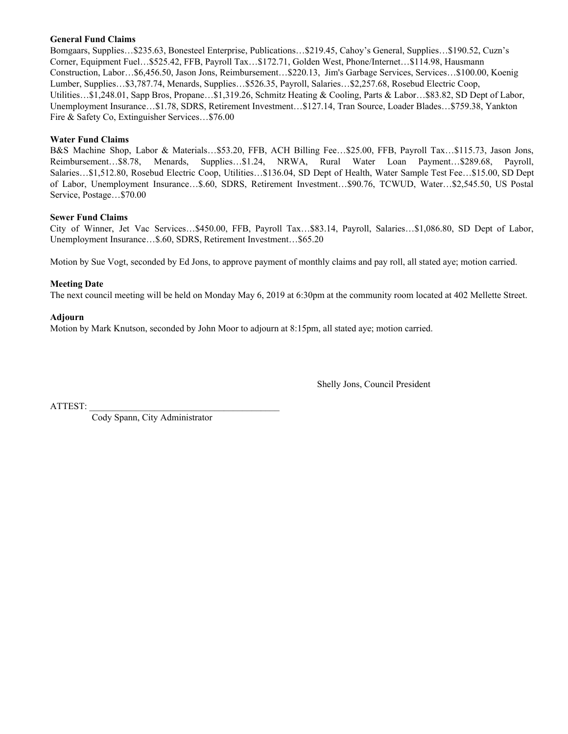**General Fund Claims**

Bomgaars, Supplies…$235.63, Bonesteel Enterprise, Publications…$219.45, Cahoy's General, Supplies…$190.52, Cuzn's Corner, Equipment Fuel…$525.42, FFB, Payroll Tax…$172.71, Golden West, Phone/Internet…$114.98, Hausmann Construction, Labor…$6,456.50, Jason Jons, Reimbursement…$220.13, Jim's Garbage Services, Services…$100.00, Koenig Lumber, Supplies…$3,787.74, Menards, Supplies…$526.35, Payroll, Salaries…$2,257.68, Rosebud Electric Coop, Utilities…$1,248.01, Sapp Bros, Propane…$1,319.26, Schmitz Heating & Cooling, Parts & Labor…$83.82, SD Dept of Labor, Unemployment Insurance…$1.78, SDRS, Retirement Investment…$127.14, Tran Source, Loader Blades…$759.38, Yankton Fire & Safety Co, Extinguisher Services…$76.00

**Water Fund Claims**

B&S Machine Shop, Labor & Materials…$53.20, FFB, ACH Billing Fee…$25.00, FFB, Payroll Tax…$115.73, Jason Jons, Reimbursement…$8.78, Menards, Supplies…$1.24, NRWA, Rural Water Loan Payment…$289.68, Payroll, Salaries…$1,512.80, Rosebud Electric Coop, Utilities…$136.04, SD Dept of Health, Water Sample Test Fee…$15.00, SD Dept of Labor, Unemployment Insurance…$.60, SDRS, Retirement Investment…$90.76, TCWUD, Water…$2,545.50, US Postal Service, Postage…$70.00

**Sewer Fund Claims**

City of Winner, Jet Vac Services…$450.00, FFB, Payroll Tax…$83.14, Payroll, Salaries…$1,086.80, SD Dept of Labor, Unemployment Insurance…$.60, SDRS, Retirement Investment…$65.20

Motion by Sue Vogt, seconded by Ed Jons, to approve payment of monthly claims and pay roll, all stated aye; motion carried.

**Meeting Date**

The next council meeting will be held on Monday May 6, 2019 at 6:30pm at the community room located at 402 Mellette Street.

**Adjourn**

Motion by Mark Knutson, seconded by John Moor to adjourn at 8:15pm, all stated aye; motion carried.

Shelly Jons, Council President

ATTEST: ___________________________________________

Cody Spann, City Administrator